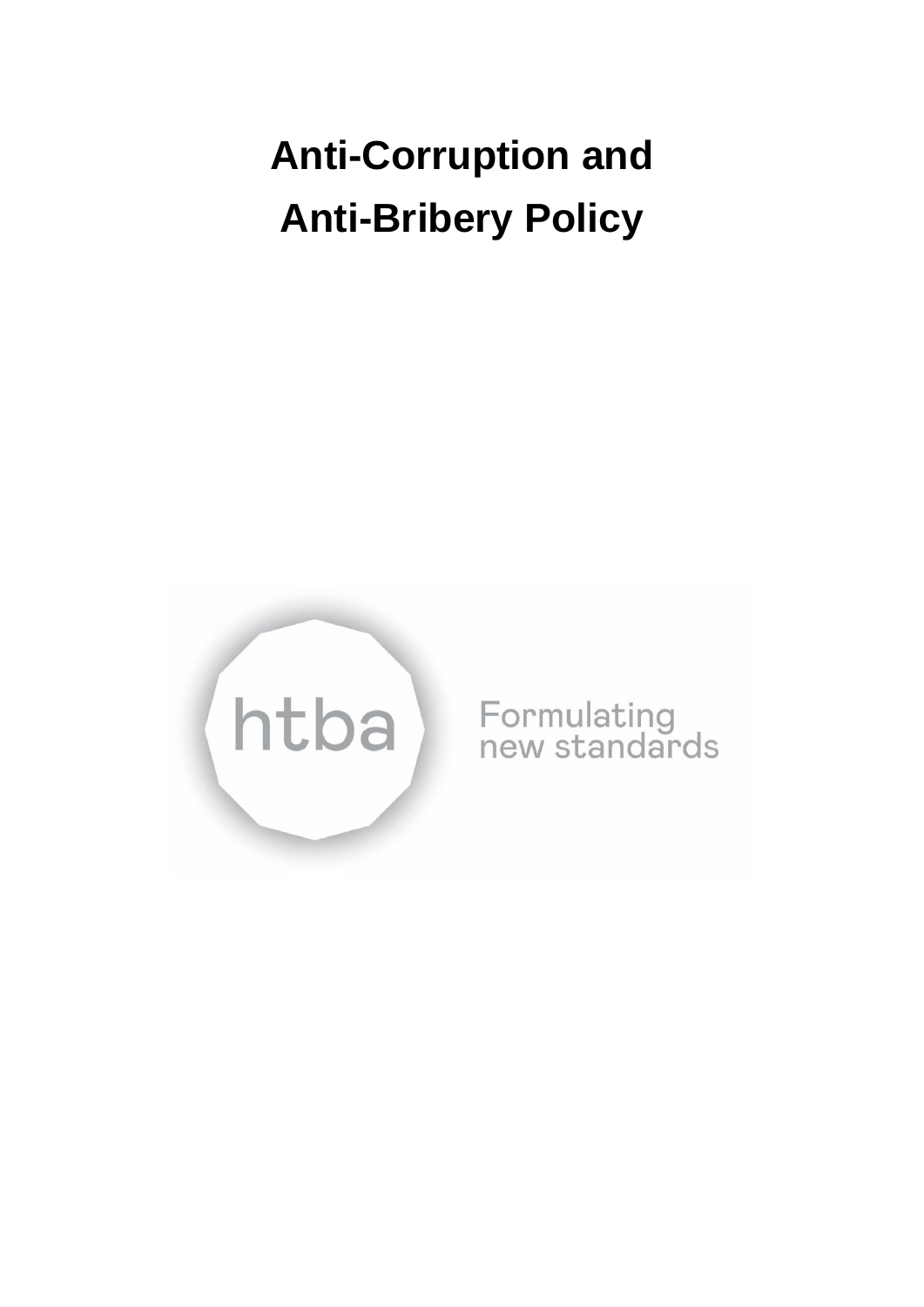# Anti-Corruption and Anti-Bribery Policy

htba

Formulating new standards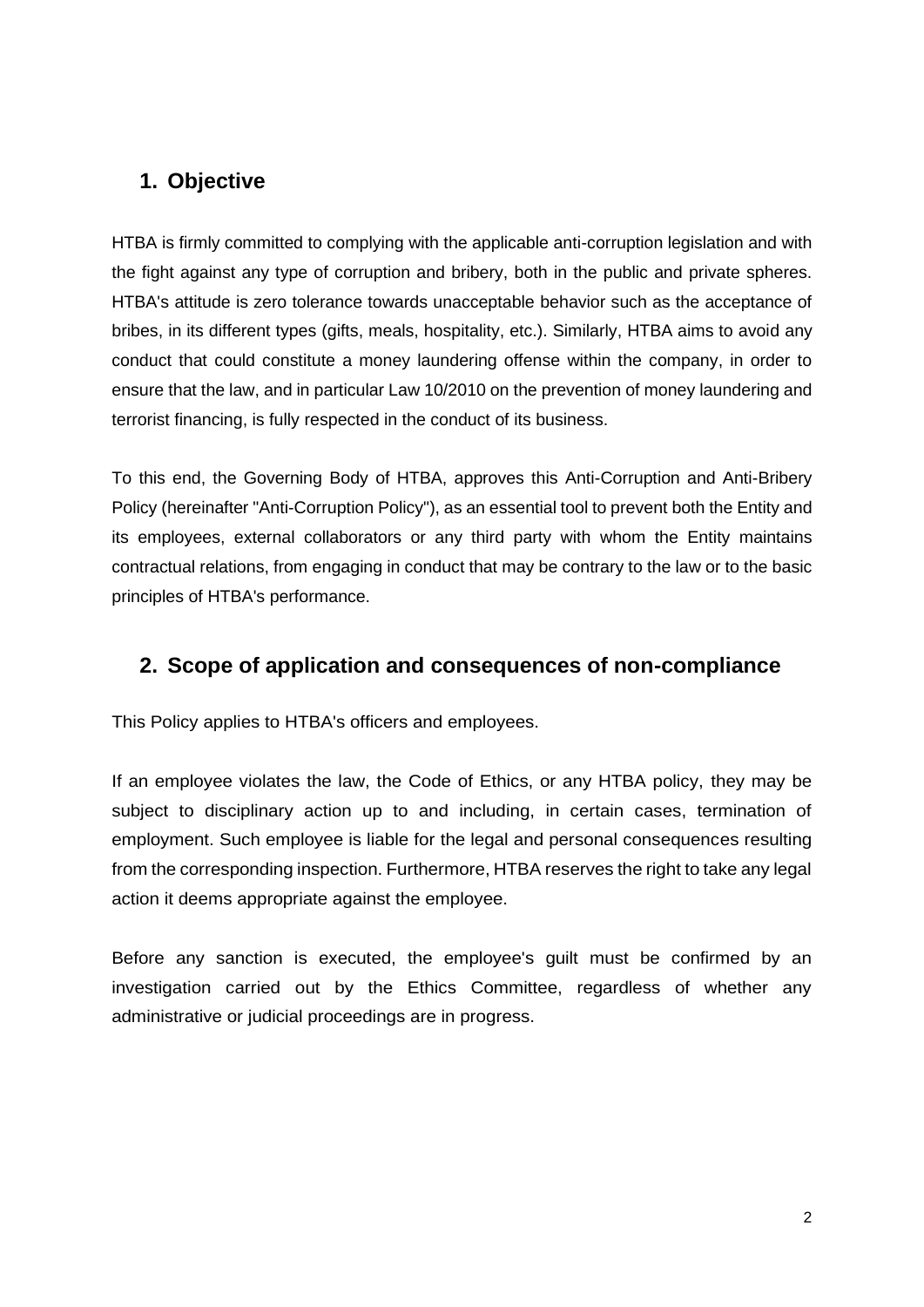## 1. Objective

HTBA is firmly committed to complying with the applicable anti-corruption legislation and with the fight against any type of corruption and bribery, both in the public and private spheres. HTBA's attitude is zero tolerance towards unacceptable behavior such as the acceptance of bribes, in its different types (gifts, meals, hospitality, etc.). Similarly, HTBA aims to avoid any conduct that could constitute a money laundering offense within the company, in order to ensure that the law, and in particular Law 10/2010 on the prevention of money laundering and terrorist financing, is fully respected in the conduct of its business.

To this end, the Governing Body of HTBA, approves this Anti-Corruption and Anti-Bribery Policy (hereinafter "Anti-Corruption Policy"), as an essential tool to prevent both the Entity and its employees, external collaborators or any third party with whom the Entity maintains contractual relations, from engaging in conduct that may be contrary to the law or to the basic principles of HTBA's performance.

## 2. Scope of application and consequences of non-compliance

This Policy applies to HTBA's officers and employees.

If an employee violates the law, the Code of Ethics, or any HTBA policy, they may be subject to disciplinary action up to and including, in certain cases, termination of employment. Such employee is liable for the legal and personal consequences resulting from the corresponding inspection. Furthermore, HTBA reserves the right to take any legal action it deems appropriate against the employee.

Before any sanction is executed, the employee's guilt must be confirmed by an investigation carried out by the Ethics Committee, regardless of whether any administrative or judicial proceedings are in progress.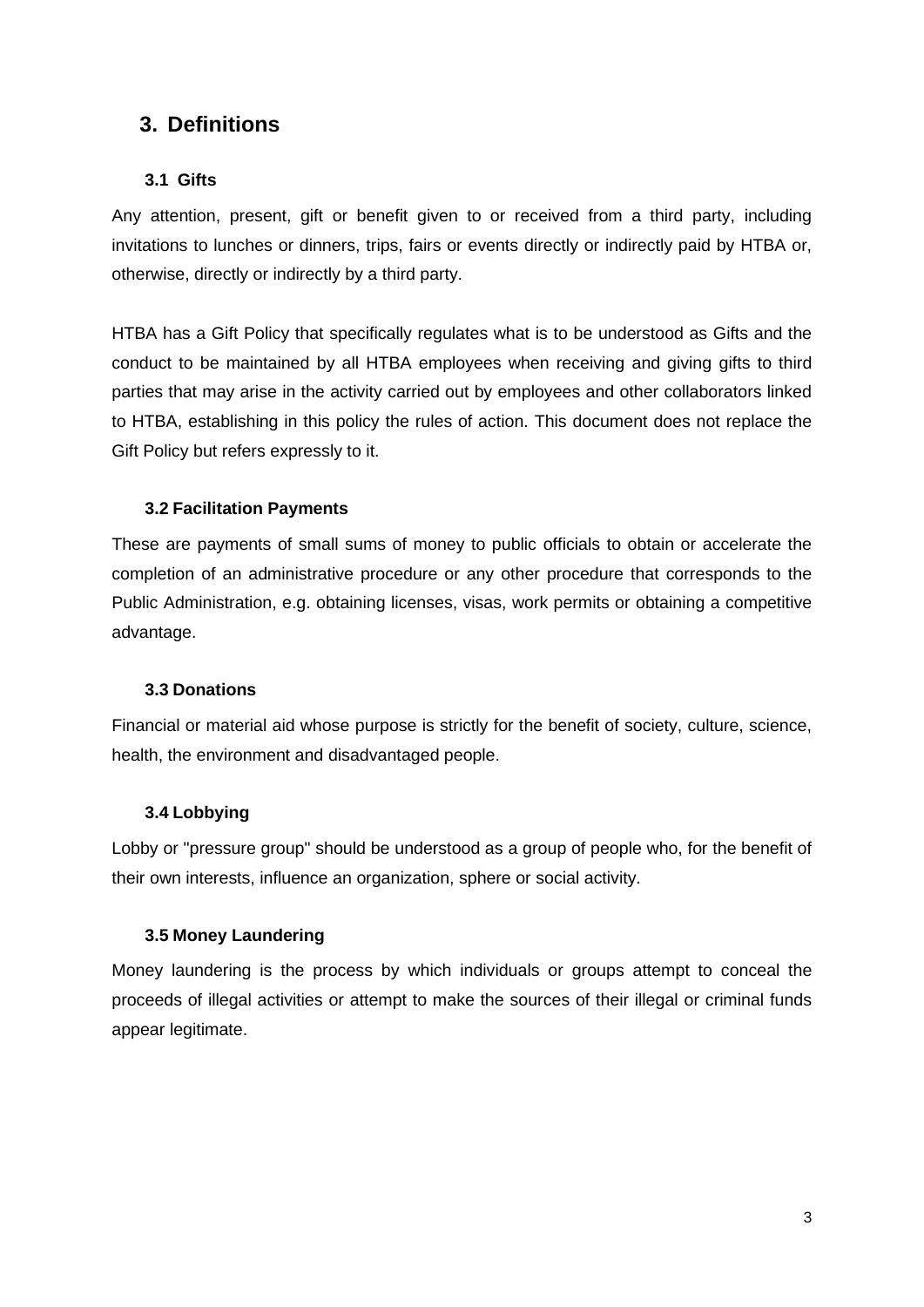## 3. Definitions

### 3.1 Gifts

Any attention, present, gift or benefit given to or received from a third party, including invitations to lunches or dinners, trips, fairs or events directly or indirectly paid by HTBA or, otherwise, directly or indirectly by a third party.

HTBA has a Gift Policy that specifically regulates what is to be understood as Gifts and the conduct to be maintained by all HTBA employees when receiving and giving gifts to third parties that may arise in the activity carried out by employees and other collaborators linked to HTBA, establishing in this policy the rules of action. This document does not replace the Gift Policy but refers expressly to it.

### 3.2 Facilitation Payments

These are payments of small sums of money to public officials to obtain or accelerate the completion of an administrative procedure or any other procedure that corresponds to the Public Administration, e.g. obtaining licenses, visas, work permits or obtaining a competitive advantage.

### 3.3 Donations

Financial or material aid whose purpose is strictly for the benefit of society, culture, science, health, the environment and disadvantaged people.

### 3.4 Lobbying

Lobby or "pressure group" should be understood as a group of people who, for the benefit of their own interests, influence an organization, sphere or social activity.

### 3.5 Money Laundering

Money laundering is the process by which individuals or groups attempt to conceal the proceeds of illegal activities or attempt to make the sources of their illegal or criminal funds appear legitimate.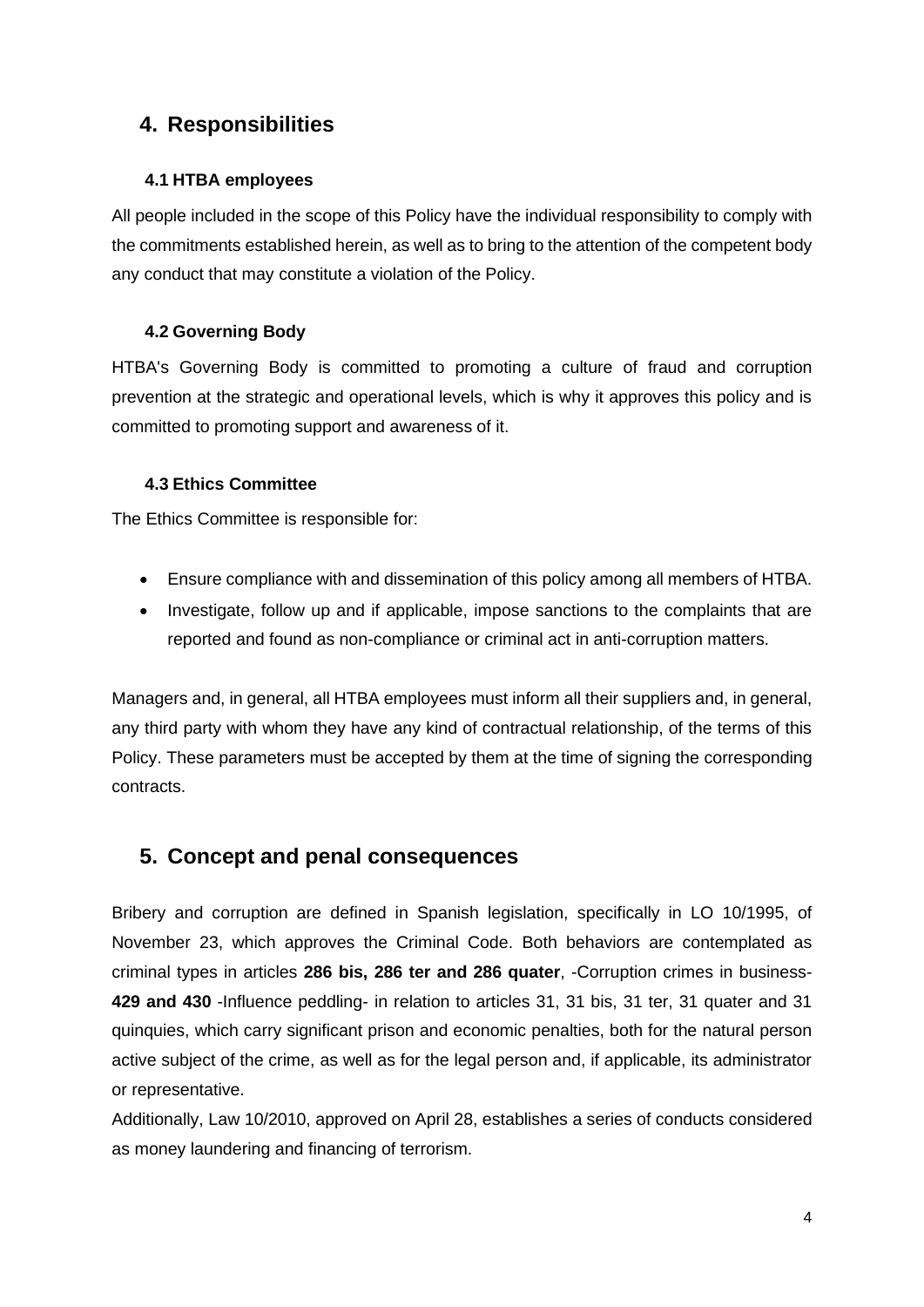## 4. Responsibilities

### 4.1 HTBA employees

All people included in the scope of this Policy have the individual responsibility to comply with the commitments established herein, as well as to bring to the attention of the competent body any conduct that may constitute a violation of the Policy.

### 4.2 Governing Body

HTBA's Governing Body is committed to promoting a culture of fraud and corruption prevention at the strategic and operational levels, which is why it approves this policy and is committed to promoting support and awareness of it.

### 4.3 Ethics Committee

The Ethics Committee is responsible for:

- Ensure compliance with and dissemination of this policy among all members of HTBA.
- Investigate, follow up and if applicable, impose sanctions to the complaints that are reported and found as non-compliance or criminal act in anti-corruption matters.

Managers and, in general, all HTBA employees must inform all their suppliers and, in general, any third party with whom they have any kind of contractual relationship, of the terms of this Policy. These parameters must be accepted by them at the time of signing the corresponding contracts.

## 5. Concept and penal consequences

Bribery and corruption are defined in Spanish legislation, specifically in LO 10/1995, of November 23, which approves the Criminal Code. Both behaviors are contemplated as criminal types in articles **286 bis, 286 ter and 286 quater**, -Corruption crimes in business- **429 and 430** -Influence peddling- in relation to articles 31, 31 bis, 31 ter, 31 quater and 31 quinquies, which carry significant prison and economic penalties, both for the natural person active subject of the crime, as well as for the legal person and, if applicable, its administrator or representative.

Additionally, Law 10/2010, approved on April 28, establishes a series of conducts considered as money laundering and financing of terrorism.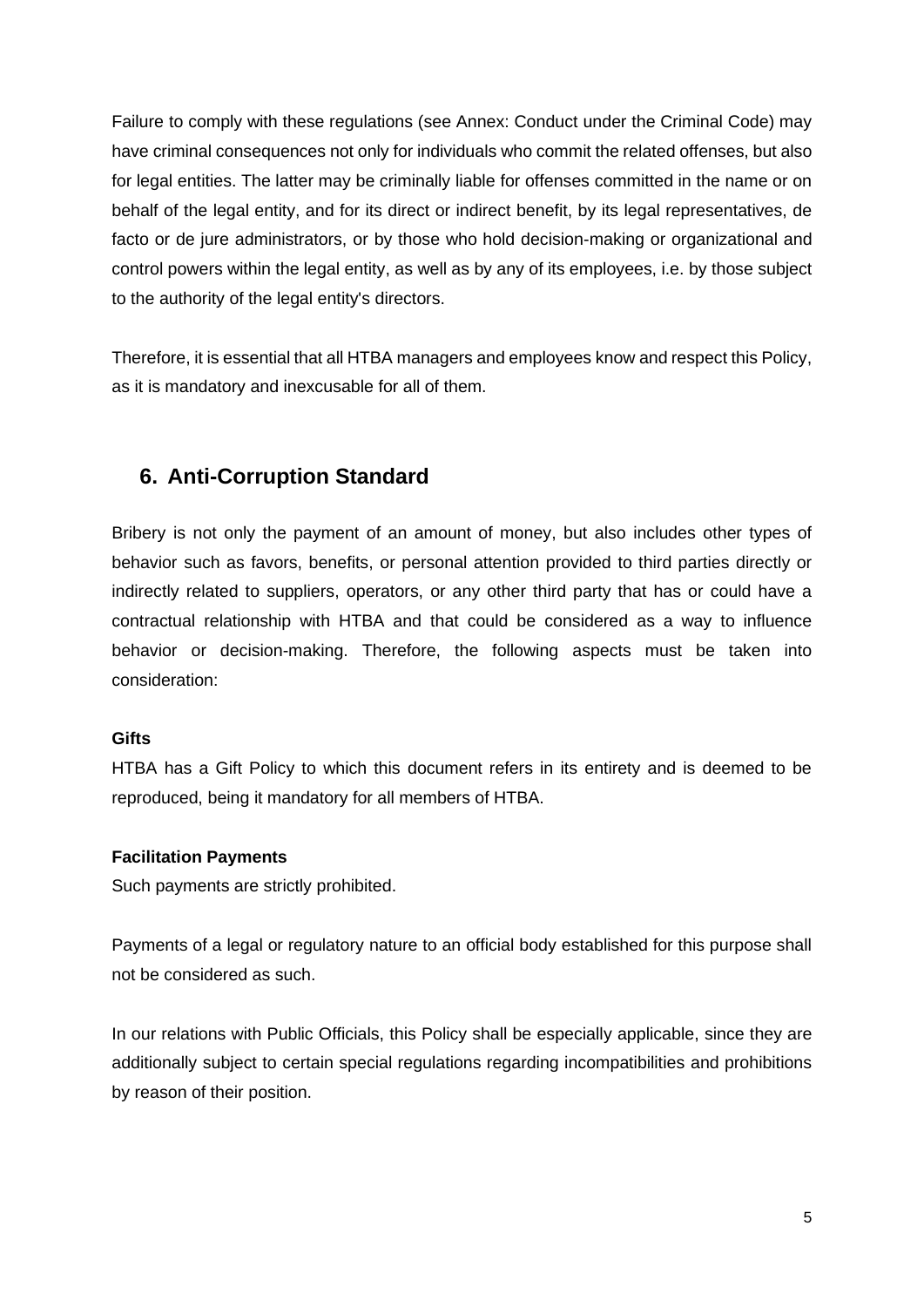Failure to comply with these regulations (see Annex: Conduct under the Criminal Code) may have criminal consequences not only for individuals who commit the related offenses, but also for legal entities. The latter may be criminally liable for offenses committed in the name or on behalf of the legal entity, and for its direct or indirect benefit, by its legal representatives, de facto or de jure administrators, or by those who hold decision-making or organizational and control powers within the legal entity, as well as by any of its employees, i.e. by those subject to the authority of the legal entity's directors.

Therefore, it is essential that all HTBA managers and employees know and respect this Policy, as it is mandatory and inexcusable for all of them.

## 6. Anti-Corruption Standard

Bribery is not only the payment of an amount of money, but also includes other types of behavior such as favors, benefits, or personal attention provided to third parties directly or indirectly related to suppliers, operators, or any other third party that has or could have a contractual relationship with HTBA and that could be considered as a way to influence behavior or decision-making. Therefore, the following aspects must be taken into consideration:

**Gifts**

HTBA has a Gift Policy to which this document refers in its entirety and is deemed to be reproduced, being it mandatory for all members of HTBA.

**Facilitation Payments**

Such payments are strictly prohibited.

Payments of a legal or regulatory nature to an official body established for this purpose shall not be considered as such.

In our relations with Public Officials, this Policy shall be especially applicable, since they are additionally subject to certain special regulations regarding incompatibilities and prohibitions by reason of their position.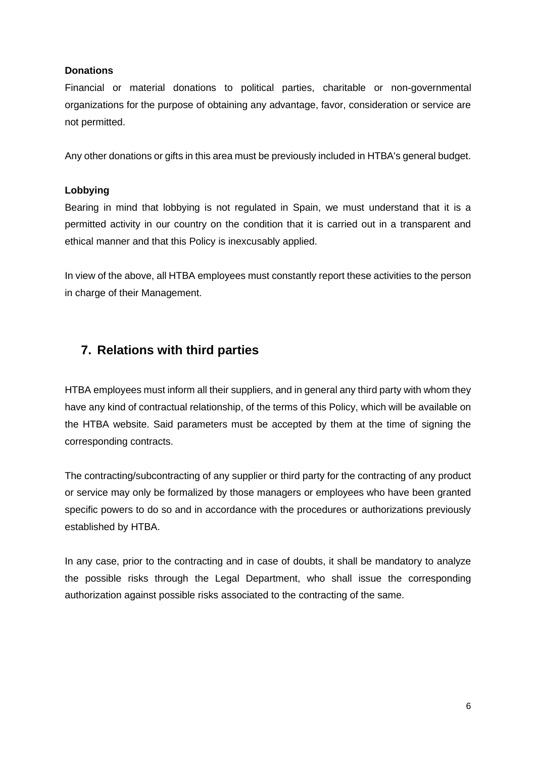**Donations**

Financial or material donations to political parties, charitable or non-governmental organizations for the purpose of obtaining any advantage, favor, consideration or service are not permitted.

Any other donations or gifts in this area must be previously included in HTBA's general budget.

**Lobbying**

Bearing in mind that lobbying is not regulated in Spain, we must understand that it is a permitted activity in our country on the condition that it is carried out in a transparent and ethical manner and that this Policy is inexcusably applied.

In view of the above, all HTBA employees must constantly report these activities to the person in charge of their Management.

## 7. Relations with third parties

HTBA employees must inform all their suppliers, and in general any third party with whom they have any kind of contractual relationship, of the terms of this Policy, which will be available on the HTBA website. Said parameters must be accepted by them at the time of signing the corresponding contracts.

The contracting/subcontracting of any supplier or third party for the contracting of any product or service may only be formalized by those managers or employees who have been granted specific powers to do so and in accordance with the procedures or authorizations previously established by HTBA.

In any case, prior to the contracting and in case of doubts, it shall be mandatory to analyze the possible risks through the Legal Department, who shall issue the corresponding authorization against possible risks associated to the contracting of the same.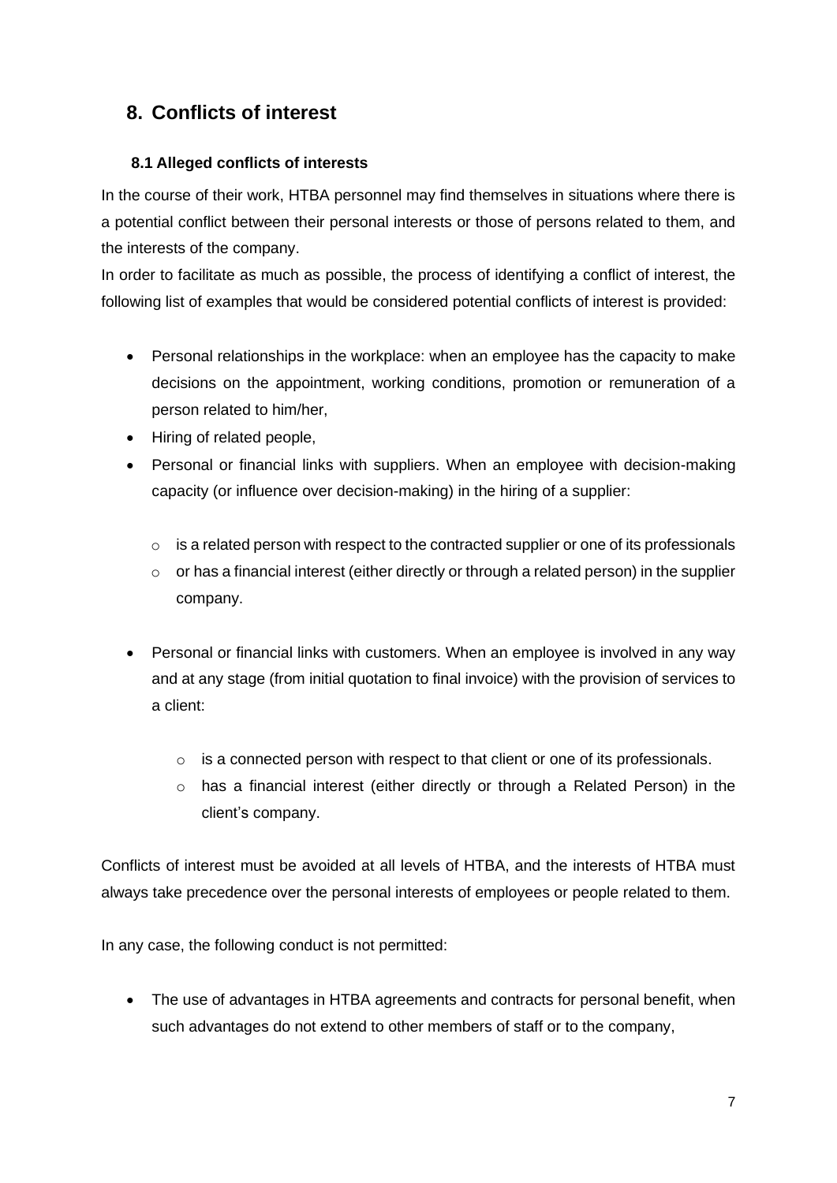## 8. Conflicts of interest

### 8.1 Alleged conflicts of interests

In the course of their work, HTBA personnel may find themselves in situations where there is a potential conflict between their personal interests or those of persons related to them, and the interests of the company.

In order to facilitate as much as possible, the process of identifying a conflict of interest, the following list of examples that would be considered potential conflicts of interest is provided:

- Personal relationships in the workplace: when an employee has the capacity to make decisions on the appointment, working conditions, promotion or remuneration of a person related to him/her,
- Hiring of related people,
- Personal or financial links with suppliers. When an employee with decision-making capacity (or influence over decision-making) in the hiring of a supplier:
    - is a related person with respect to the contracted supplier or one of its professionals
    - or has a financial interest (either directly or through a related person) in the supplier company.
- Personal or financial links with customers. When an employee is involved in any way and at any stage (from initial quotation to final invoice) with the provision of services to a client:
    - is a connected person with respect to that client or one of its professionals.
    - has a financial interest (either directly or through a Related Person) in the client's company.

Conflicts of interest must be avoided at all levels of HTBA, and the interests of HTBA must always take precedence over the personal interests of employees or people related to them.

In any case, the following conduct is not permitted:

- The use of advantages in HTBA agreements and contracts for personal benefit, when such advantages do not extend to other members of staff or to the company,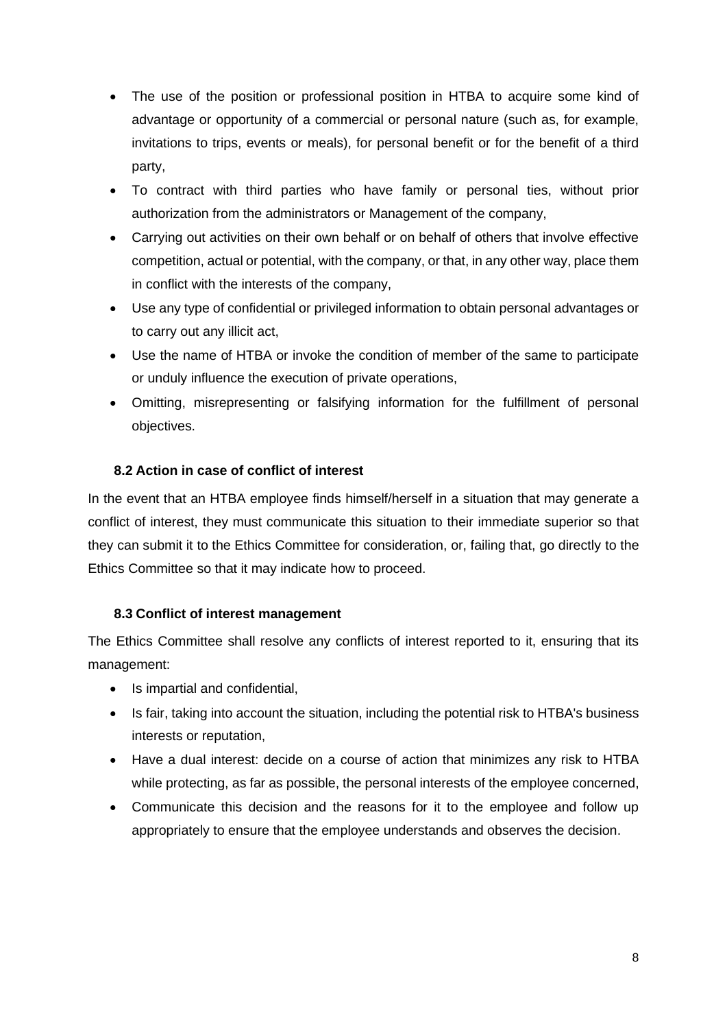- The use of the position or professional position in HTBA to acquire some kind of advantage or opportunity of a commercial or personal nature (such as, for example, invitations to trips, events or meals), for personal benefit or for the benefit of a third party,
- To contract with third parties who have family or personal ties, without prior authorization from the administrators or Management of the company,
- Carrying out activities on their own behalf or on behalf of others that involve effective competition, actual or potential, with the company, or that, in any other way, place them in conflict with the interests of the company,
- Use any type of confidential or privileged information to obtain personal advantages or to carry out any illicit act,
- Use the name of HTBA or invoke the condition of member of the same to participate or unduly influence the execution of private operations,
- Omitting, misrepresenting or falsifying information for the fulfillment of personal objectives.

### 8.2 Action in case of conflict of interest

In the event that an HTBA employee finds himself/herself in a situation that may generate a conflict of interest, they must communicate this situation to their immediate superior so that they can submit it to the Ethics Committee for consideration, or, failing that, go directly to the Ethics Committee so that it may indicate how to proceed.

### 8.3 Conflict of interest management

The Ethics Committee shall resolve any conflicts of interest reported to it, ensuring that its management:

- Is impartial and confidential,
- Is fair, taking into account the situation, including the potential risk to HTBA's business interests or reputation,
- Have a dual interest: decide on a course of action that minimizes any risk to HTBA while protecting, as far as possible, the personal interests of the employee concerned,
- Communicate this decision and the reasons for it to the employee and follow up appropriately to ensure that the employee understands and observes the decision.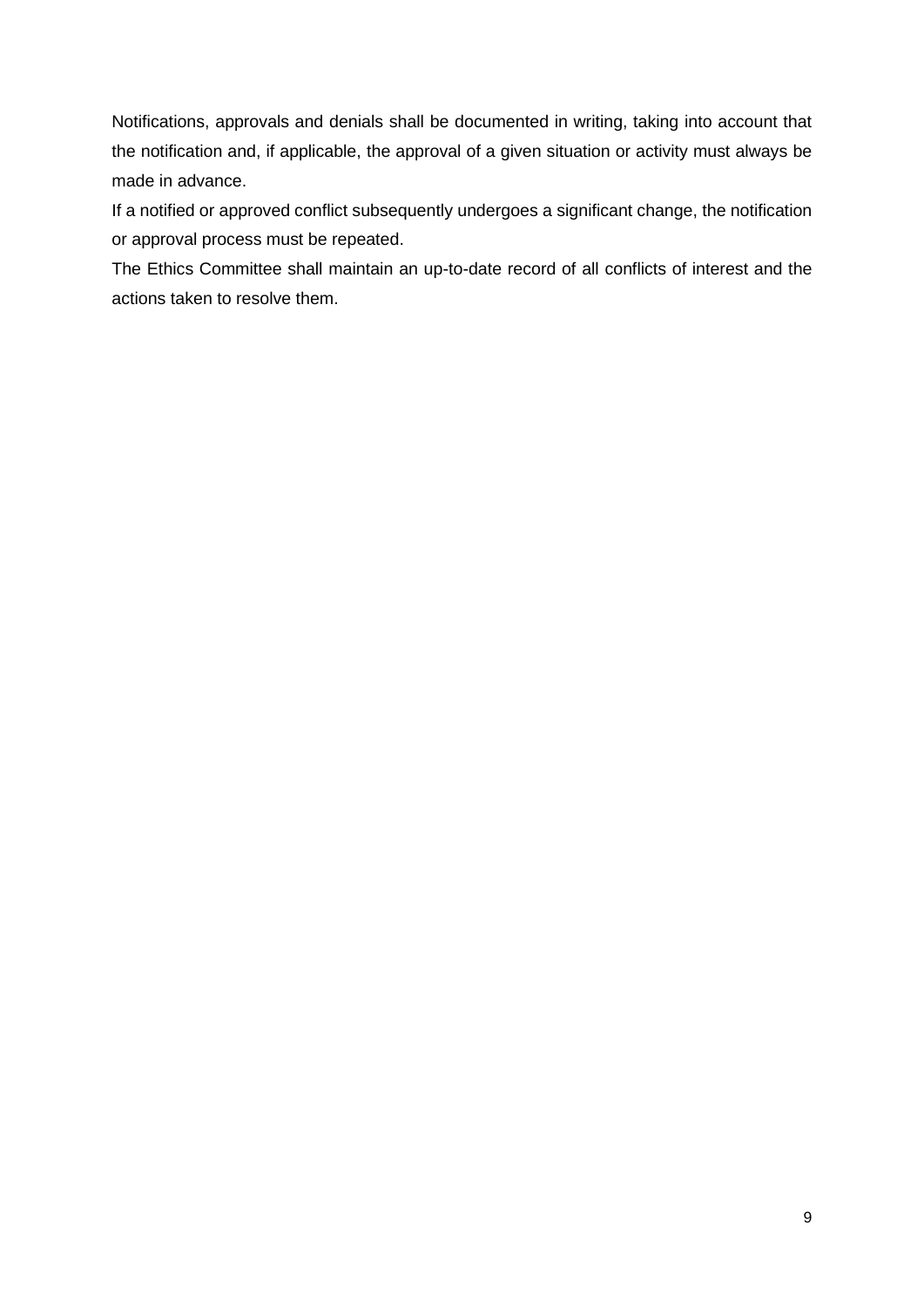Notifications, approvals and denials shall be documented in writing, taking into account that the notification and, if applicable, the approval of a given situation or activity must always be made in advance.

If a notified or approved conflict subsequently undergoes a significant change, the notification or approval process must be repeated.

The Ethics Committee shall maintain an up-to-date record of all conflicts of interest and the actions taken to resolve them.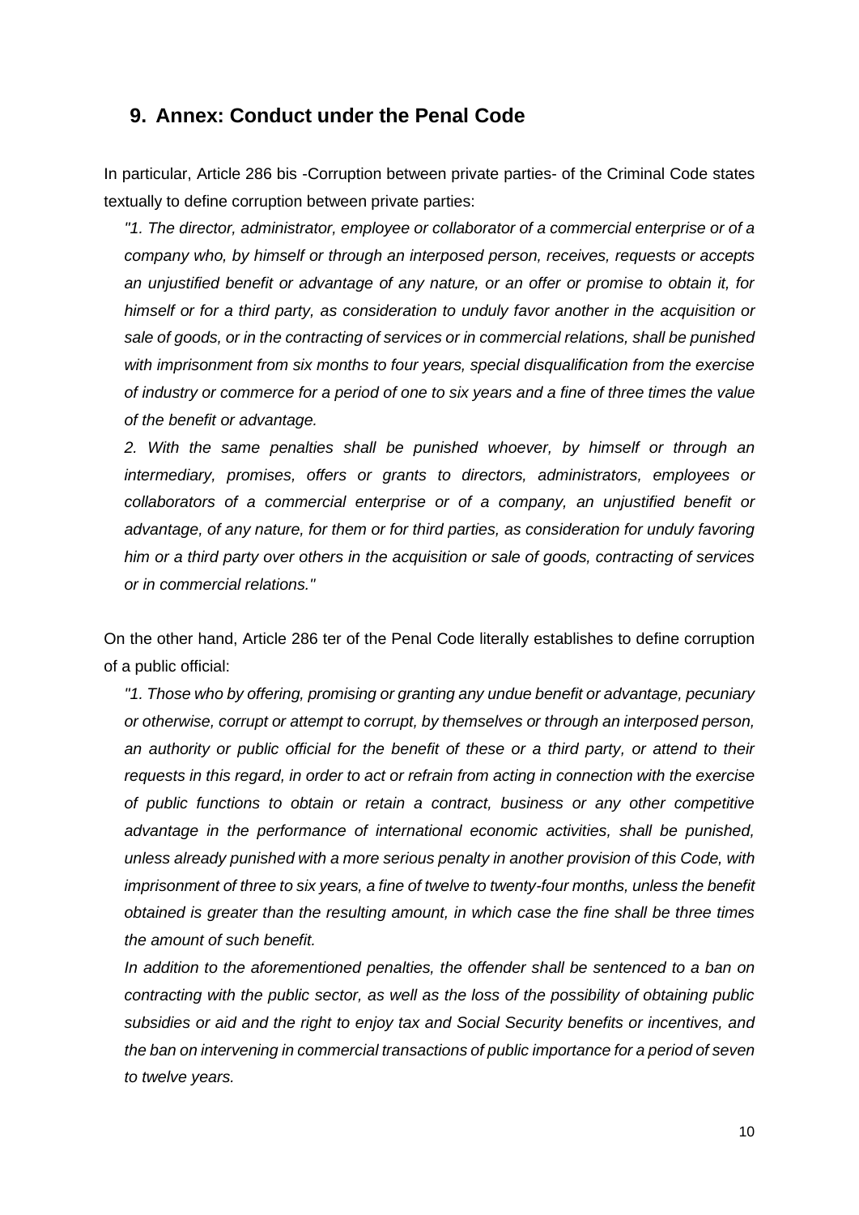## 9. Annex: Conduct under the Penal Code

In particular, Article 286 bis -Corruption between private parties- of the Criminal Code states textually to define corruption between private parties:

> *"1. The director, administrator, employee or collaborator of a commercial enterprise or of a company who, by himself or through an interposed person, receives, requests or accepts an unjustified benefit or advantage of any nature, or an offer or promise to obtain it, for himself or for a third party, as consideration to unduly favor another in the acquisition or sale of goods, or in the contracting of services or in commercial relations, shall be punished with imprisonment from six months to four years, special disqualification from the exercise of industry or commerce for a period of one to six years and a fine of three times the value of the benefit or advantage.*
>
> *2. With the same penalties shall be punished whoever, by himself or through an intermediary, promises, offers or grants to directors, administrators, employees or collaborators of a commercial enterprise or of a company, an unjustified benefit or advantage, of any nature, for them or for third parties, as consideration for unduly favoring him or a third party over others in the acquisition or sale of goods, contracting of services or in commercial relations."*

On the other hand, Article 286 ter of the Penal Code literally establishes to define corruption of a public official:

> *"1. Those who by offering, promising or granting any undue benefit or advantage, pecuniary or otherwise, corrupt or attempt to corrupt, by themselves or through an interposed person, an authority or public official for the benefit of these or a third party, or attend to their requests in this regard, in order to act or refrain from acting in connection with the exercise of public functions to obtain or retain a contract, business or any other competitive advantage in the performance of international economic activities, shall be punished, unless already punished with a more serious penalty in another provision of this Code, with imprisonment of three to six years, a fine of twelve to twenty-four months, unless the benefit obtained is greater than the resulting amount, in which case the fine shall be three times the amount of such benefit.*
>
> *In addition to the aforementioned penalties, the offender shall be sentenced to a ban on contracting with the public sector, as well as the loss of the possibility of obtaining public subsidies or aid and the right to enjoy tax and Social Security benefits or incentives, and the ban on intervening in commercial transactions of public importance for a period of seven to twelve years.*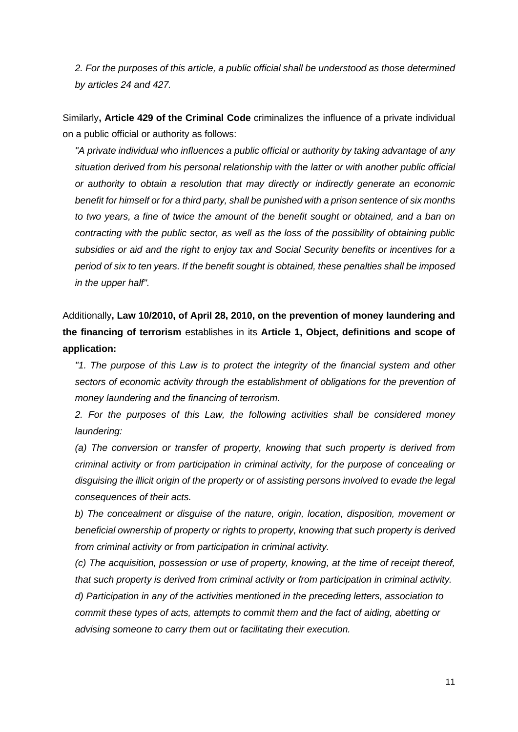*2. For the purposes of this article, a public official shall be understood as those determined by articles 24 and 427.*

Similarly**, Article 429 of the Criminal Code** criminalizes the influence of a private individual on a public official or authority as follows:

*"A private individual who influences a public official or authority by taking advantage of any situation derived from his personal relationship with the latter or with another public official or authority to obtain a resolution that may directly or indirectly generate an economic benefit for himself or for a third party, shall be punished with a prison sentence of six months to two years, a fine of twice the amount of the benefit sought or obtained, and a ban on contracting with the public sector, as well as the loss of the possibility of obtaining public subsidies or aid and the right to enjoy tax and Social Security benefits or incentives for a period of six to ten years. If the benefit sought is obtained, these penalties shall be imposed in the upper half".*

Additionally**, Law 10/2010, of April 28, 2010, on the prevention of money laundering and the financing of terrorism** establishes in its **Article 1, Object, definitions and scope of application:**

*"1. The purpose of this Law is to protect the integrity of the financial system and other sectors of economic activity through the establishment of obligations for the prevention of money laundering and the financing of terrorism.*

*2. For the purposes of this Law, the following activities shall be considered money laundering:*

*(a) The conversion or transfer of property, knowing that such property is derived from criminal activity or from participation in criminal activity, for the purpose of concealing or disguising the illicit origin of the property or of assisting persons involved to evade the legal consequences of their acts.*

*b) The concealment or disguise of the nature, origin, location, disposition, movement or beneficial ownership of property or rights to property, knowing that such property is derived from criminal activity or from participation in criminal activity.*

*(c) The acquisition, possession or use of property, knowing, at the time of receipt thereof, that such property is derived from criminal activity or from participation in criminal activity.*

*d) Participation in any of the activities mentioned in the preceding letters, association to commit these types of acts, attempts to commit them and the fact of aiding, abetting or advising someone to carry them out or facilitating their execution.*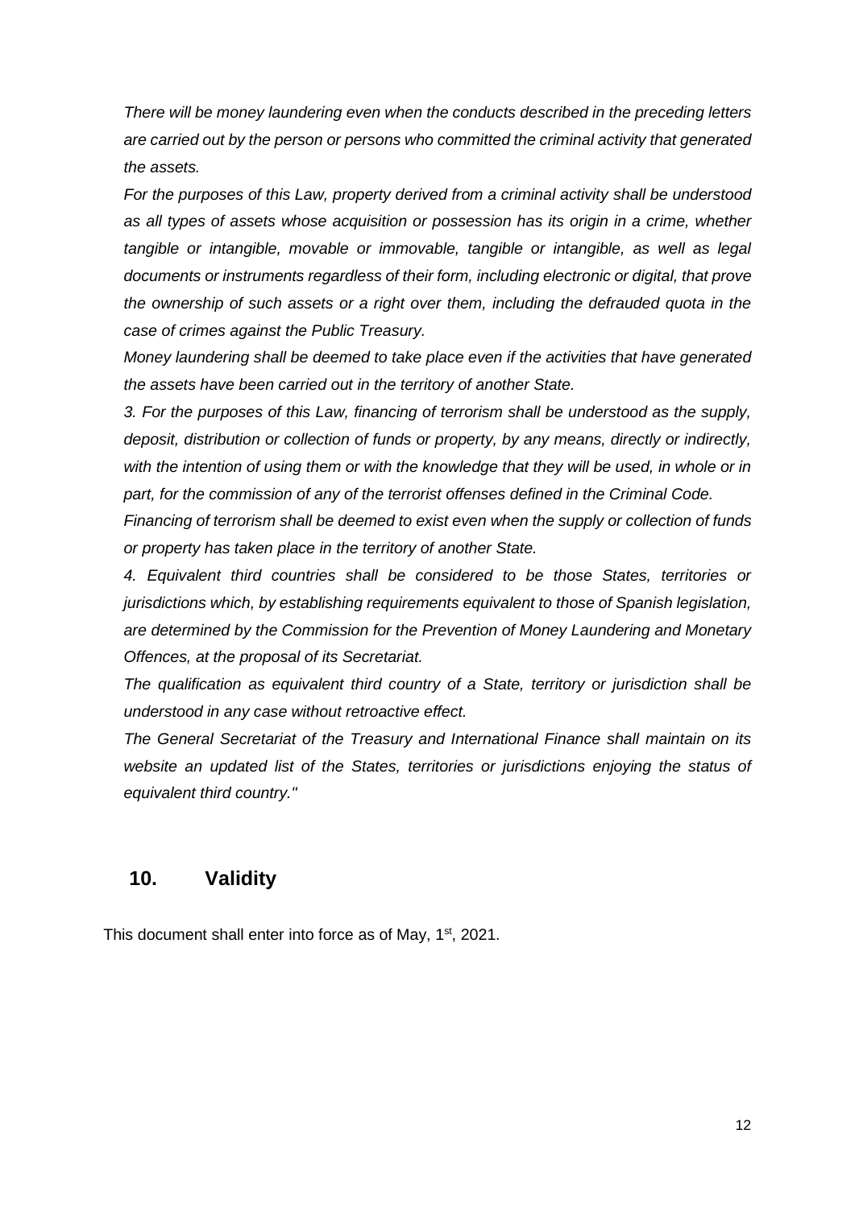*There will be money laundering even when the conducts described in the preceding letters are carried out by the person or persons who committed the criminal activity that generated the assets.*

*For the purposes of this Law, property derived from a criminal activity shall be understood as all types of assets whose acquisition or possession has its origin in a crime, whether tangible or intangible, movable or immovable, tangible or intangible, as well as legal documents or instruments regardless of their form, including electronic or digital, that prove the ownership of such assets or a right over them, including the defrauded quota in the case of crimes against the Public Treasury.*

*Money laundering shall be deemed to take place even if the activities that have generated the assets have been carried out in the territory of another State.*

*3. For the purposes of this Law, financing of terrorism shall be understood as the supply, deposit, distribution or collection of funds or property, by any means, directly or indirectly, with the intention of using them or with the knowledge that they will be used, in whole or in part, for the commission of any of the terrorist offenses defined in the Criminal Code.*

*Financing of terrorism shall be deemed to exist even when the supply or collection of funds or property has taken place in the territory of another State.*

*4. Equivalent third countries shall be considered to be those States, territories or jurisdictions which, by establishing requirements equivalent to those of Spanish legislation, are determined by the Commission for the Prevention of Money Laundering and Monetary Offences, at the proposal of its Secretariat.*

*The qualification as equivalent third country of a State, territory or jurisdiction shall be understood in any case without retroactive effect.*

*The General Secretariat of the Treasury and International Finance shall maintain on its website an updated list of the States, territories or jurisdictions enjoying the status of equivalent third country."*

## 10. Validity

This document shall enter into force as of May, 1st, 2021.